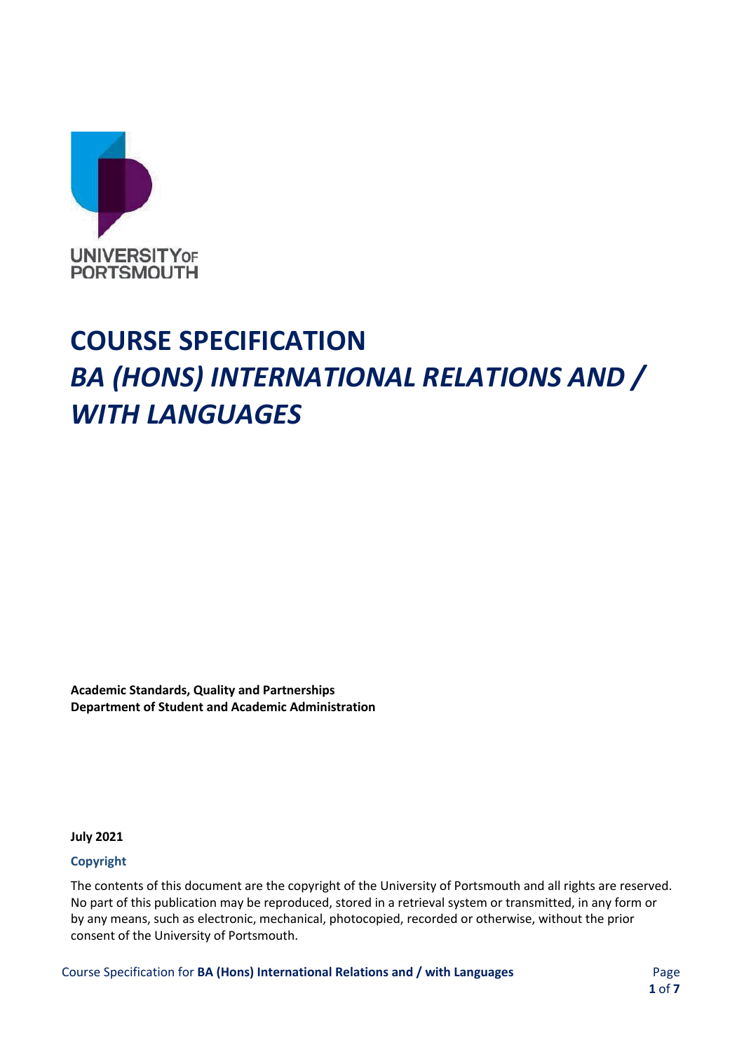UNIVERSITY OF PORTSMOUTH

# COURSE SPECIFICATION
# *BA (HONS) INTERNATIONAL RELATIONS AND / WITH LANGUAGES*

**Academic Standards, Quality and Partnerships**
**Department of Student and Academic Administration**

**July 2021**

### Copyright

The contents of this document are the copyright of the University of Portsmouth and all rights are reserved. No part of this publication may be reproduced, stored in a retrieval system or transmitted, in any form or by any means, such as electronic, mechanical, photocopied, recorded or otherwise, without the prior consent of the University of Portsmouth.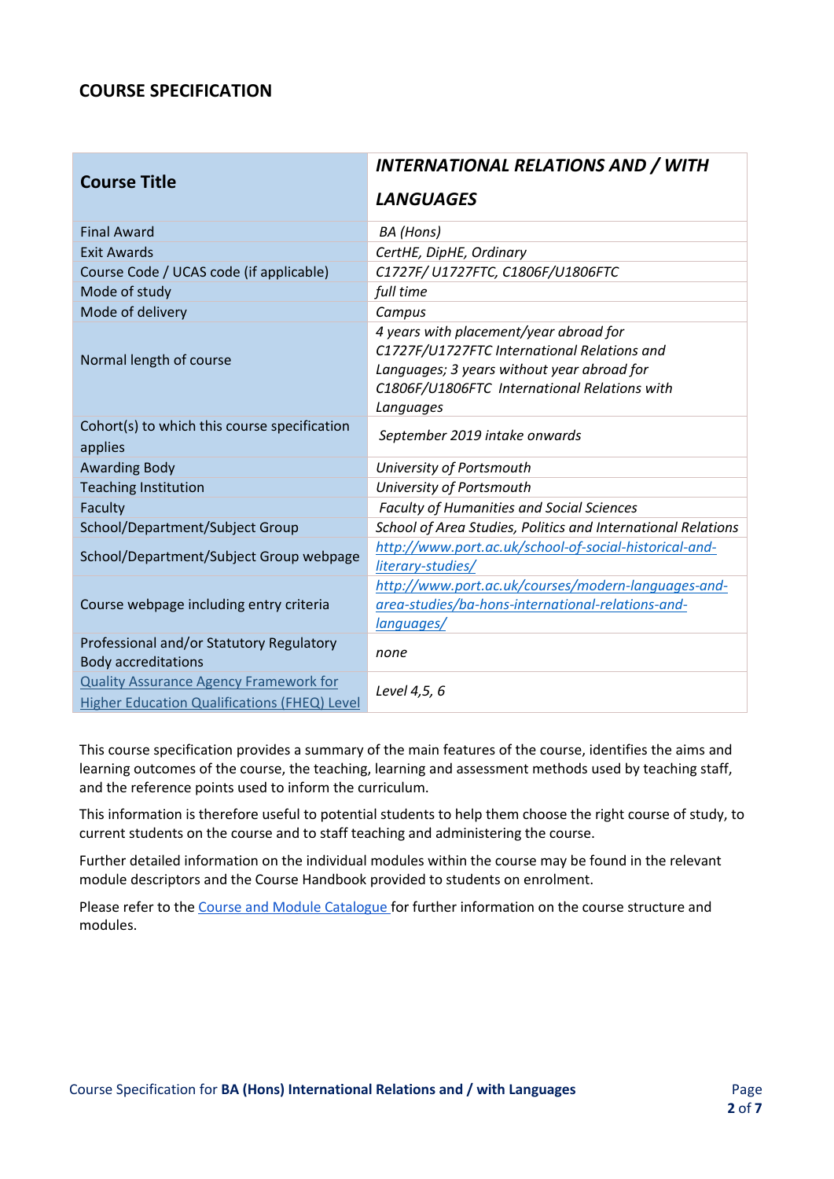## COURSE SPECIFICATION

| Course Title | *INTERNATIONAL RELATIONS AND / WITH LANGUAGES* |
|---|---|
| Final Award | *BA (Hons)* |
| Exit Awards | *CertHE, DipHE, Ordinary* |
| Course Code / UCAS code (if applicable) | *C1727F/ U1727FTC, C1806F/U1806FTC* |
| Mode of study | *full time* |
| Mode of delivery | *Campus* |
| Normal length of course | *4 years with placement/year abroad for C1727F/U1727FTC International Relations and Languages; 3 years without year abroad for C1806F/U1806FTC International Relations with Languages* |
| Cohort(s) to which this course specification applies | *September 2019 intake onwards* |
| Awarding Body | *University of Portsmouth* |
| Teaching Institution | *University of Portsmouth* |
| Faculty | *Faculty of Humanities and Social Sciences* |
| School/Department/Subject Group | *School of Area Studies, Politics and International Relations* |
| School/Department/Subject Group webpage | *http://www.port.ac.uk/school-of-social-historical-and-literary-studies/* |
| Course webpage including entry criteria | *http://www.port.ac.uk/courses/modern-languages-and-area-studies/ba-hons-international-relations-and-languages/* |
| Professional and/or Statutory Regulatory Body accreditations | *none* |
| Quality Assurance Agency Framework for Higher Education Qualifications (FHEQ) Level | *Level 4,5, 6* |

This course specification provides a summary of the main features of the course, identifies the aims and learning outcomes of the course, the teaching, learning and assessment methods used by teaching staff, and the reference points used to inform the curriculum.

This information is therefore useful to potential students to help them choose the right course of study, to current students on the course and to staff teaching and administering the course.

Further detailed information on the individual modules within the course may be found in the relevant module descriptors and the Course Handbook provided to students on enrolment.

Please refer to the Course and Module Catalogue for further information on the course structure and modules.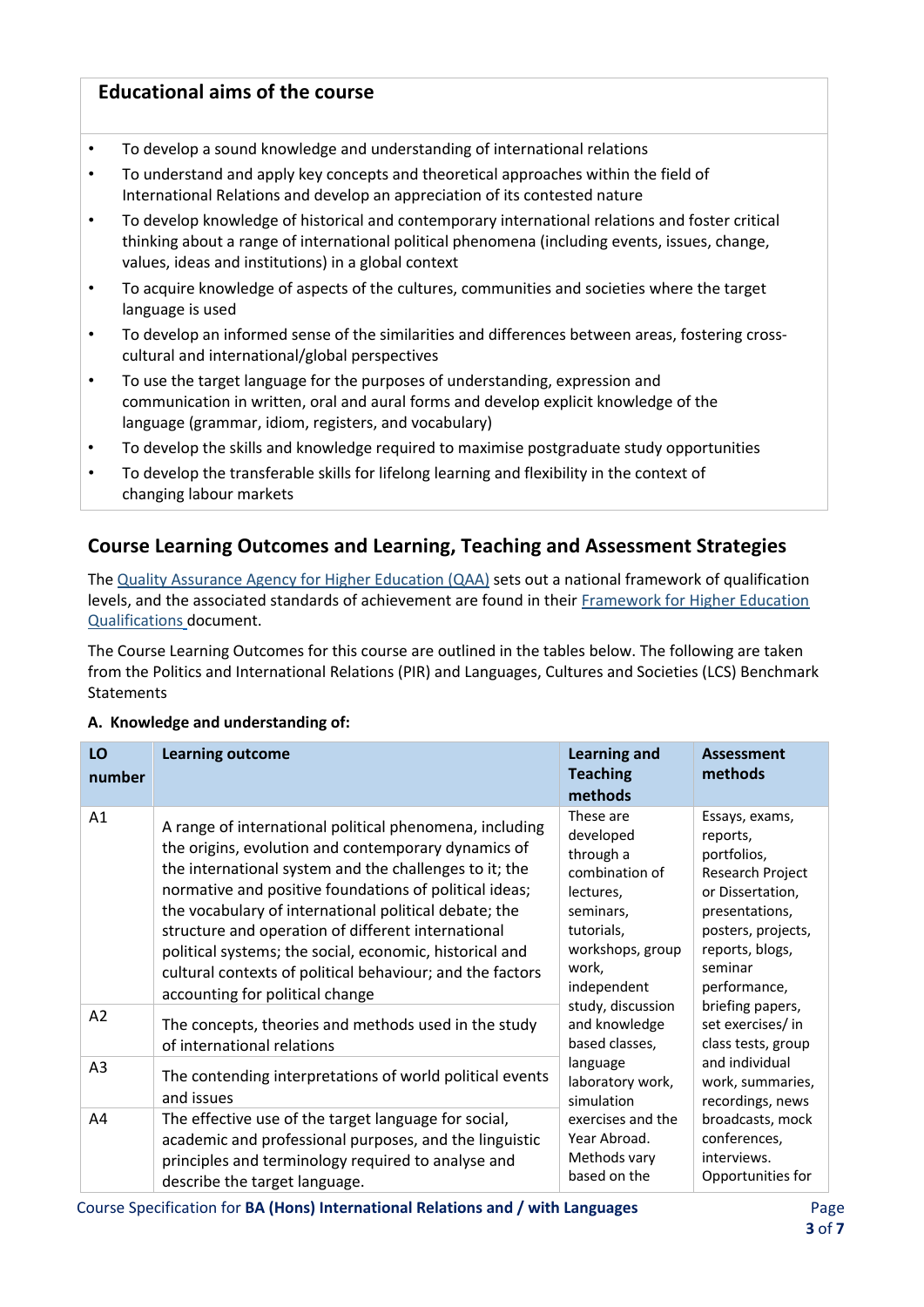## Educational aims of the course

- To develop a sound knowledge and understanding of international relations
- To understand and apply key concepts and theoretical approaches within the field of International Relations and develop an appreciation of its contested nature
- To develop knowledge of historical and contemporary international relations and foster critical thinking about a range of international political phenomena (including events, issues, change, values, ideas and institutions) in a global context
- To acquire knowledge of aspects of the cultures, communities and societies where the target language is used
- To develop an informed sense of the similarities and differences between areas, fostering cross-cultural and international/global perspectives
- To use the target language for the purposes of understanding, expression and communication in written, oral and aural forms and develop explicit knowledge of the language (grammar, idiom, registers, and vocabulary)
- To develop the skills and knowledge required to maximise postgraduate study opportunities
- To develop the transferable skills for lifelong learning and flexibility in the context of changing labour markets

## Course Learning Outcomes and Learning, Teaching and Assessment Strategies

The Quality Assurance Agency for Higher Education (QAA) sets out a national framework of qualification levels, and the associated standards of achievement are found in their Framework for Higher Education Qualifications document.

The Course Learning Outcomes for this course are outlined in the tables below. The following are taken from the Politics and International Relations (PIR) and Languages, Cultures and Societies (LCS) Benchmark Statements

**A. Knowledge and understanding of:**

| LO number | Learning outcome | Learning and Teaching methods | Assessment methods |
|---|---|---|---|
| A1 | A range of international political phenomena, including the origins, evolution and contemporary dynamics of the international system and the challenges to it; the normative and positive foundations of political ideas; the vocabulary of international political debate; the structure and operation of different international political systems; the social, economic, historical and cultural contexts of political behaviour; and the factors accounting for political change | These are developed through a combination of lectures, seminars, tutorials, workshops, group work, independent study, discussion and knowledge based classes, language laboratory work, simulation exercises and the Year Abroad. Methods vary based on the | Essays, exams, reports, portfolios, Research Project or Dissertation, presentations, posters, projects, reports, blogs, seminar performance, briefing papers, set exercises/ in class tests, group and individual work, summaries, recordings, news broadcasts, mock conferences, interviews. Opportunities for |
| A2 | The concepts, theories and methods used in the study of international relations | | |
| A3 | The contending interpretations of world political events and issues | | |
| A4 | The effective use of the target language for social, academic and professional purposes, and the linguistic principles and terminology required to analyse and describe the target language. | | |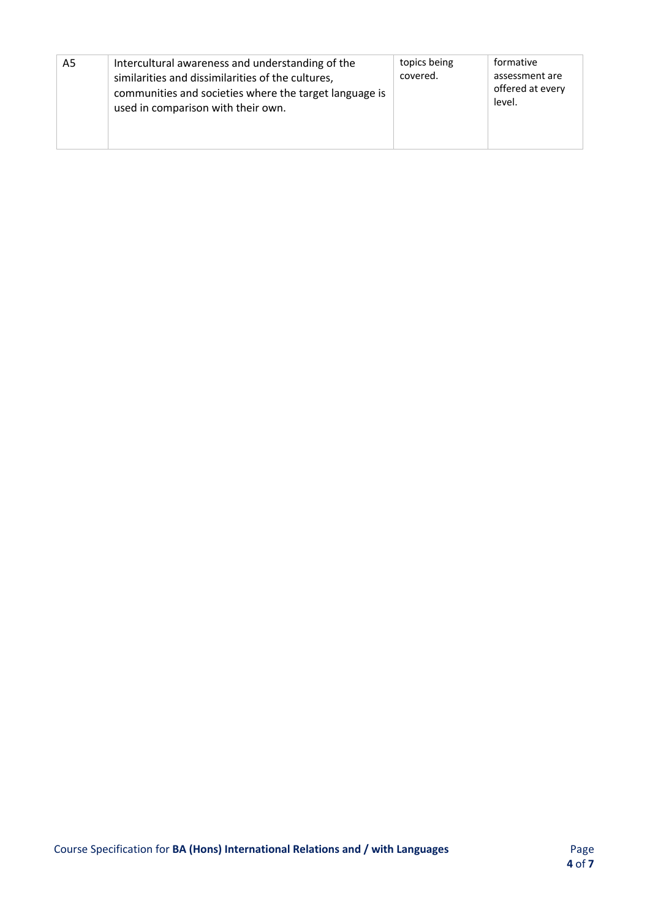| | | | |
|---|---|---|---|
| A5 | Intercultural awareness and understanding of the similarities and dissimilarities of the cultures, communities and societies where the target language is used in comparison with their own. | topics being covered. | formative assessment are offered at every level. |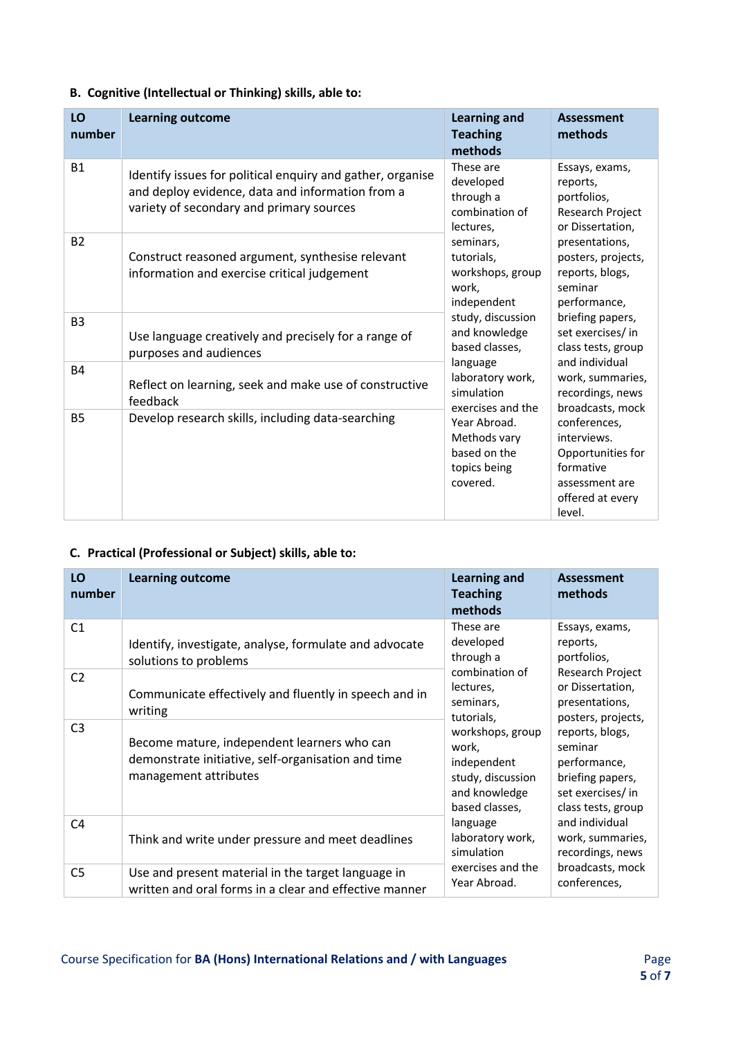### B. Cognitive (Intellectual or Thinking) skills, able to:

| LO number | Learning outcome | Learning and Teaching methods | Assessment methods |
|---|---|---|---|
| B1 | Identify issues for political enquiry and gather, organise and deploy evidence, data and information from a variety of secondary and primary sources | These are developed through a combination of lectures, seminars, tutorials, workshops, group work, independent study, discussion and knowledge based classes, language laboratory work, simulation exercises and the Year Abroad. Methods vary based on the topics being covered. | Essays, exams, reports, portfolios, Research Project or Dissertation, presentations, posters, projects, reports, blogs, seminar performance, briefing papers, set exercises/ in class tests, group and individual work, summaries, recordings, news broadcasts, mock conferences, interviews. Opportunities for formative assessment are offered at every level. |
| B2 | Construct reasoned argument, synthesise relevant information and exercise critical judgement | | |
| B3 | Use language creatively and precisely for a range of purposes and audiences | | |
| B4 | Reflect on learning, seek and make use of constructive feedback | | |
| B5 | Develop research skills, including data-searching | | |

### C. Practical (Professional or Subject) skills, able to:

| LO number | Learning outcome | Learning and Teaching methods | Assessment methods |
|---|---|---|---|
| C1 | Identify, investigate, analyse, formulate and advocate solutions to problems | These are developed through a combination of lectures, seminars, tutorials, workshops, group work, independent study, discussion and knowledge based classes, language laboratory work, simulation exercises and the Year Abroad. | Essays, exams, reports, portfolios, Research Project or Dissertation, presentations, posters, projects, reports, blogs, seminar performance, briefing papers, set exercises/ in class tests, group and individual work, summaries, recordings, news broadcasts, mock conferences, |
| C2 | Communicate effectively and fluently in speech and in writing | | |
| C3 | Become mature, independent learners who can demonstrate initiative, self-organisation and time management attributes | | |
| C4 | Think and write under pressure and meet deadlines | | |
| C5 | Use and present material in the target language in written and oral forms in a clear and effective manner | | |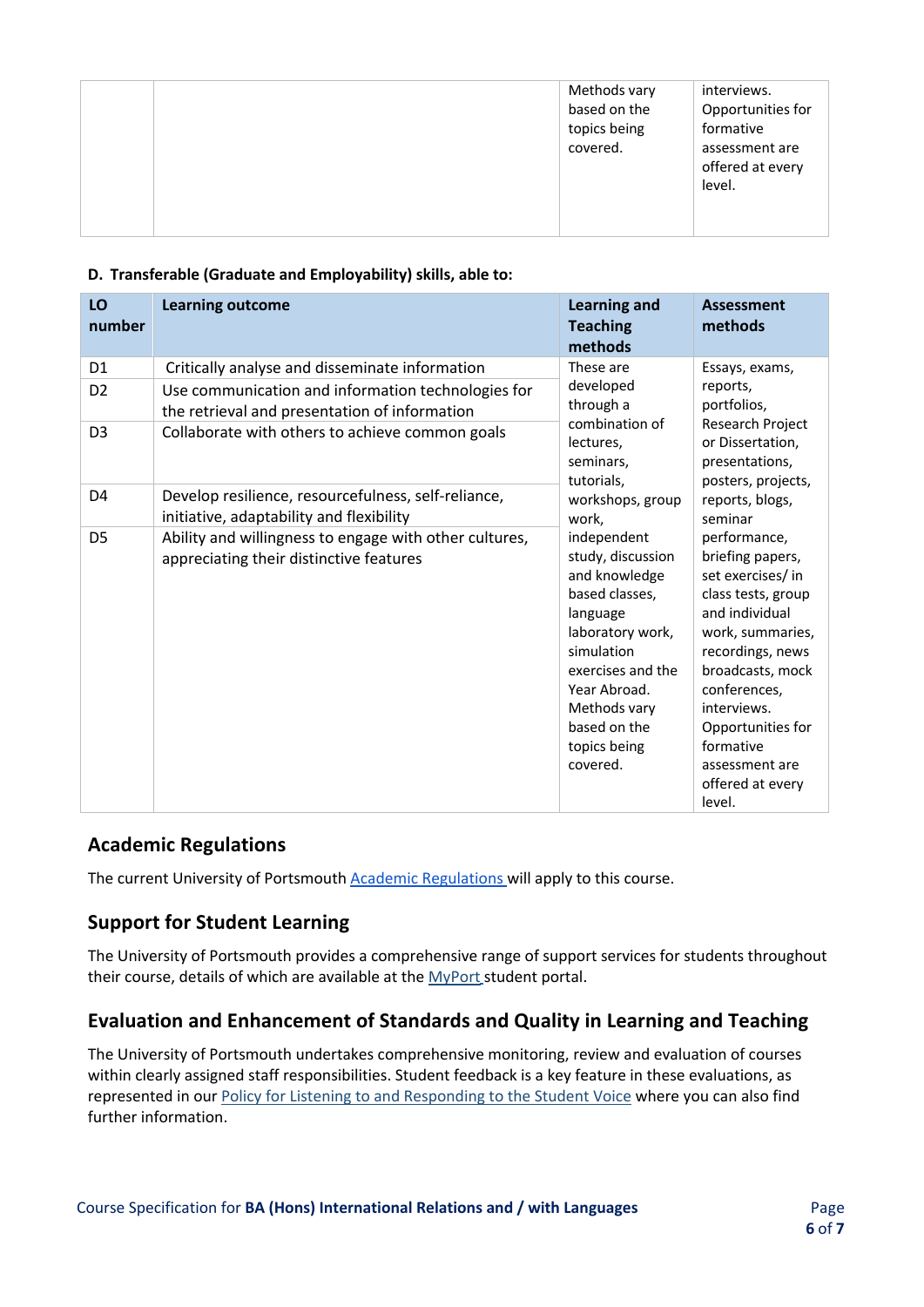| | | Methods vary based on the topics being covered. | interviews. Opportunities for formative assessment are offered at every level. |
|---|---|---|---|

**D. Transferable (Graduate and Employability) skills, able to:**

| LO number | Learning outcome | Learning and Teaching methods | Assessment methods |
|---|---|---|---|
| D1 | Critically analyse and disseminate information | These are developed through a combination of lectures, seminars, tutorials, workshops, group work, independent study, discussion and knowledge based classes, language laboratory work, simulation exercises and the Year Abroad. Methods vary based on the topics being covered. | Essays, exams, reports, portfolios, Research Project or Dissertation, presentations, posters, projects, reports, blogs, seminar performance, briefing papers, set exercises/ in class tests, group and individual work, summaries, recordings, news broadcasts, mock conferences, interviews. Opportunities for formative assessment are offered at every level. |
| D2 | Use communication and information technologies for the retrieval and presentation of information | | |
| D3 | Collaborate with others to achieve common goals | | |
| D4 | Develop resilience, resourcefulness, self-reliance, initiative, adaptability and flexibility | | |
| D5 | Ability and willingness to engage with other cultures, appreciating their distinctive features | | |

## Academic Regulations

The current University of Portsmouth Academic Regulations will apply to this course.

## Support for Student Learning

The University of Portsmouth provides a comprehensive range of support services for students throughout their course, details of which are available at the MyPort student portal.

## Evaluation and Enhancement of Standards and Quality in Learning and Teaching

The University of Portsmouth undertakes comprehensive monitoring, review and evaluation of courses within clearly assigned staff responsibilities. Student feedback is a key feature in these evaluations, as represented in our Policy for Listening to and Responding to the Student Voice where you can also find further information.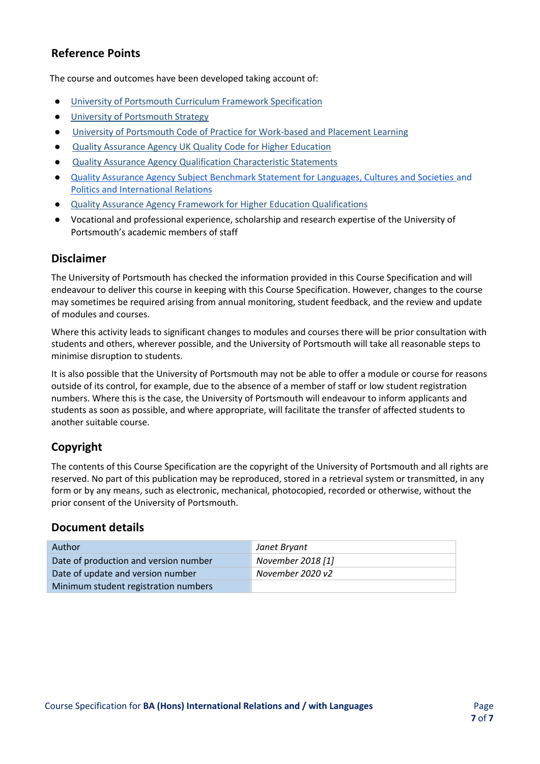## Reference Points

The course and outcomes have been developed taking account of:

- University of Portsmouth Curriculum Framework Specification
- University of Portsmouth Strategy
- University of Portsmouth Code of Practice for Work-based and Placement Learning
- Quality Assurance Agency UK Quality Code for Higher Education
- Quality Assurance Agency Qualification Characteristic Statements
- Quality Assurance Agency Subject Benchmark Statement for Languages, Cultures and Societies and Politics and International Relations
- Quality Assurance Agency Framework for Higher Education Qualifications
- Vocational and professional experience, scholarship and research expertise of the University of Portsmouth's academic members of staff

## Disclaimer

The University of Portsmouth has checked the information provided in this Course Specification and will endeavour to deliver this course in keeping with this Course Specification. However, changes to the course may sometimes be required arising from annual monitoring, student feedback, and the review and update of modules and courses.

Where this activity leads to significant changes to modules and courses there will be prior consultation with students and others, wherever possible, and the University of Portsmouth will take all reasonable steps to minimise disruption to students.

It is also possible that the University of Portsmouth may not be able to offer a module or course for reasons outside of its control, for example, due to the absence of a member of staff or low student registration numbers. Where this is the case, the University of Portsmouth will endeavour to inform applicants and students as soon as possible, and where appropriate, will facilitate the transfer of affected students to another suitable course.

## Copyright

The contents of this Course Specification are the copyright of the University of Portsmouth and all rights are reserved. No part of this publication may be reproduced, stored in a retrieval system or transmitted, in any form or by any means, such as electronic, mechanical, photocopied, recorded or otherwise, without the prior consent of the University of Portsmouth.

## Document details

| | |
|---|---|
| Author | *Janet Bryant* |
| Date of production and version number | *November 2018 [1]* |
| Date of update and version number | *November 2020 v2* |
| Minimum student registration numbers | |